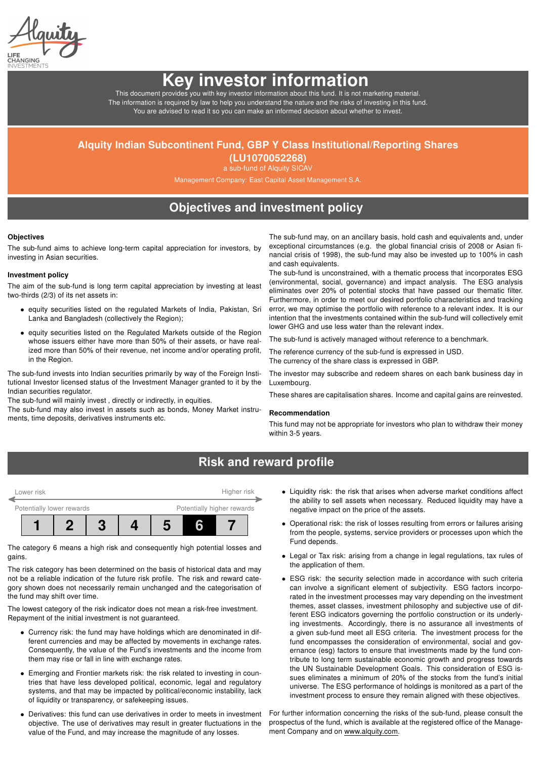Alquity

LIFE CHANGING INVESTMENTS

# Key investor information

This document provides you with key investor information about this fund. It is not marketing material. The information is required by law to help you understand the nature and the risks of investing in this fund. You are advised to read it so you can make an informed decision about whether to invest.

## Alquity Indian Subcontinent Fund, GBP Y Class Institutional/Reporting Shares (LU1070052268)

a sub-fund of Alquity SICAV

Management Company: East Capital Asset Management S.A.

## Objectives and investment policy

### Objectives

The sub-fund aims to achieve long-term capital appreciation for investors, by investing in Asian securities.

### Investment policy

The aim of the sub-fund is long term capital appreciation by investing at least two-thirds (2/3) of its net assets in:

- equity securities listed on the regulated Markets of India, Pakistan, Sri Lanka and Bangladesh (collectively the Region);
- equity securities listed on the Regulated Markets outside of the Region whose issuers either have more than 50% of their assets, or have realized more than 50% of their revenue, net income and/or operating profit, in the Region.

The sub-fund invests into Indian securities primarily by way of the Foreign Institutional Investor licensed status of the Investment Manager granted to it by the Indian securities regulator.

The sub-fund will mainly invest , directly or indirectly, in equities.

The sub-fund may also invest in assets such as bonds, Money Market instruments, time deposits, derivatives instruments etc.

The sub-fund may, on an ancillary basis, hold cash and equivalents and, under exceptional circumstances (e.g. the global financial crisis of 2008 or Asian financial crisis of 1998), the sub-fund may also be invested up to 100% in cash and cash equivalents.

The sub-fund is unconstrained, with a thematic process that incorporates ESG (environmental, social, governance) and impact analysis. The ESG analysis eliminates over 20% of potential stocks that have passed our thematic filter. Furthermore, in order to meet our desired portfolio characteristics and tracking error, we may optimise the portfolio with reference to a relevant index. It is our intention that the investments contained within the sub-fund will collectively emit lower GHG and use less water than the relevant index.

The sub-fund is actively managed without reference to a benchmark.

The reference currency of the sub-fund is expressed in USD.
The currency of the share class is expressed in GBP.

The investor may subscribe and redeem shares on each bank business day in Luxembourg.

These shares are capitalisation shares. Income and capital gains are reinvested.

### Recommendation

This fund may not be appropriate for investors who plan to withdraw their money within 3-5 years.

## Risk and reward profile

| Lower risk | | | | | | Higher risk |
|---|---|---|---|---|---|---|
| Potentially lower rewards | | | | | | Potentially higher rewards |
| 1 | 2 | 3 | 4 | 5 | **6** | 7 |

The category 6 means a high risk and consequently high potential losses and gains.

The risk category has been determined on the basis of historical data and may not be a reliable indication of the future risk profile. The risk and reward category shown does not necessarily remain unchanged and the categorisation of the fund may shift over time.

The lowest category of the risk indicator does not mean a risk-free investment. Repayment of the initial investment is not guaranteed.

- Currency risk: the fund may have holdings which are denominated in different currencies and may be affected by movements in exchange rates. Consequently, the value of the Fund's investments and the income from them may rise or fall in line with exchange rates.
- Emerging and Frontier markets risk: the risk related to investing in countries that have less developed political, economic, legal and regulatory systems, and that may be impacted by political/economic instability, lack of liquidity or transparency, or safekeeping issues.
- Derivatives: this fund can use derivatives in order to meets in investment objective. The use of derivatives may result in greater fluctuations in the value of the Fund, and may increase the magnitude of any losses.
- Liquidity risk: the risk that arises when adverse market conditions affect the ability to sell assets when necessary. Reduced liquidity may have a negative impact on the price of the assets.
- Operational risk: the risk of losses resulting from errors or failures arising from the people, systems, service providers or processes upon which the Fund depends.
- Legal or Tax risk: arising from a change in legal regulations, tax rules of the application of them.
- ESG risk: the security selection made in accordance with such criteria can involve a significant element of subjectivity. ESG factors incorporated in the investment processes may vary depending on the investment themes, asset classes, investment philosophy and subjective use of different ESG indicators governing the portfolio construction or its underlying investments. Accordingly, there is no assurance all investments of a given sub-fund meet all ESG criteria. The investment process for the fund encompasses the consideration of environmental, social and governance (esg) factors to ensure that investments made by the fund contribute to long term sustainable economic growth and progress towards the UN Sustainable Development Goals. This consideration of ESG issues eliminates a minimum of 20% of the stocks from the fund's initial universe. The ESG performance of holdings is monitored as a part of the investment process to ensure they remain aligned with these objectives.

For further information concerning the risks of the sub-fund, please consult the prospectus of the fund, which is available at the registered office of the Management Company and on www.alquity.com.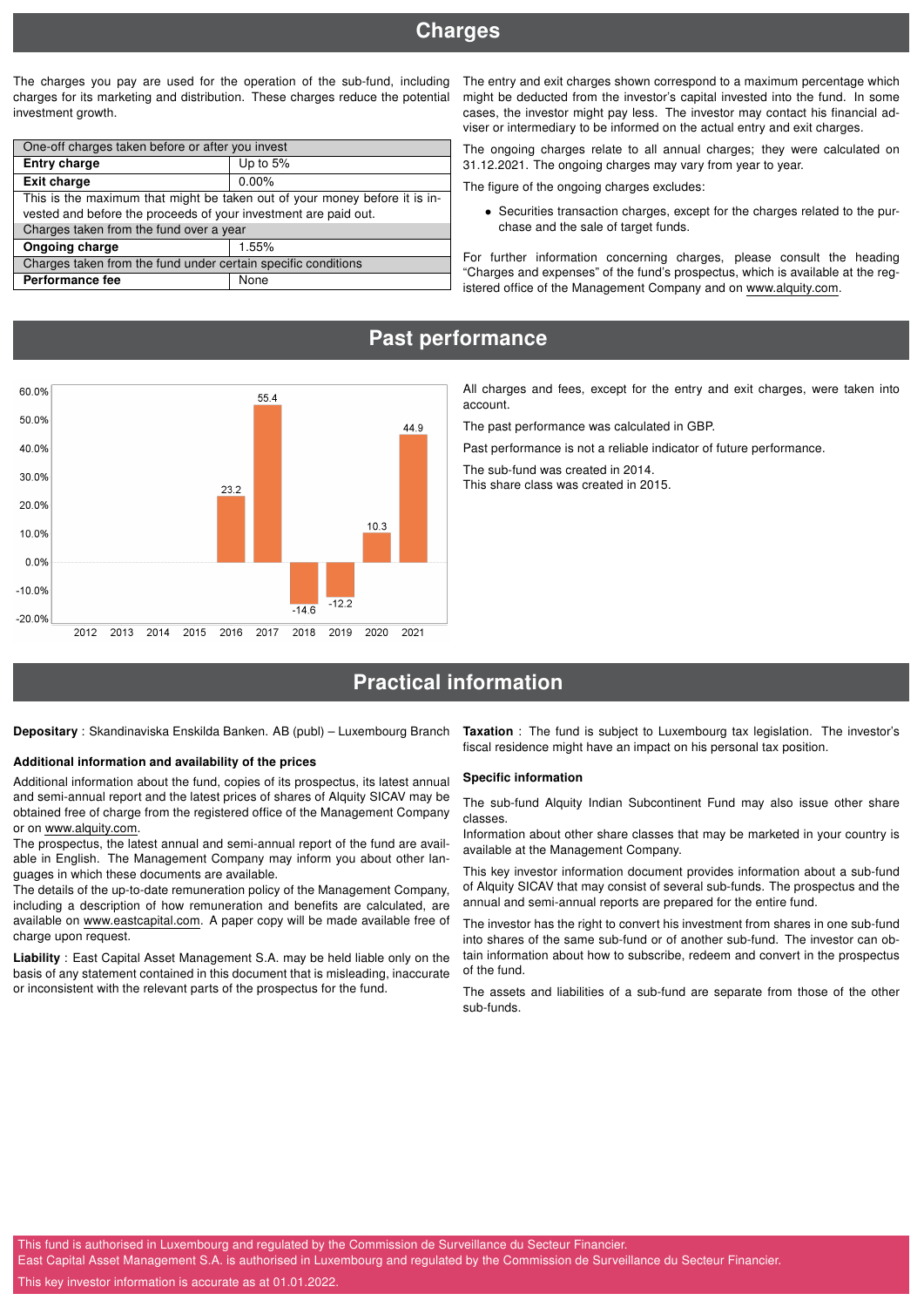## Charges

The charges you pay are used for the operation of the sub-fund, including charges for its marketing and distribution. These charges reduce the potential investment growth.

| One-off charges taken before or after you invest | |
|---|---|
| **Entry charge** | Up to 5% |
| **Exit charge** | 0.00% |
| This is the maximum that might be taken out of your money before it is invested and before the proceeds of your investment are paid out. | |
| Charges taken from the fund over a year | |
| **Ongoing charge** | 1.55% |
| Charges taken from the fund under certain specific conditions | |
| **Performance fee** | None |

The entry and exit charges shown correspond to a maximum percentage which might be deducted from the investor's capital invested into the fund. In some cases, the investor might pay less. The investor may contact his financial adviser or intermediary to be informed on the actual entry and exit charges.

The ongoing charges relate to all annual charges; they were calculated on 31.12.2021. The ongoing charges may vary from year to year.

The figure of the ongoing charges excludes:

- Securities transaction charges, except for the charges related to the purchase and the sale of target funds.

For further information concerning charges, please consult the heading "Charges and expenses" of the fund's prospectus, which is available at the registered office of the Management Company and on www.alquity.com.

## Past performance

60.0%
50.0%
40.0%
30.0%
20.0%
10.0%
0.0%
-10.0%
-20.0%

2012 2013 2014 2015 2016 2017 2018 2019 2020 2021

23.2
55.4
-14.6
-12.2
10.3
44.9

All charges and fees, except for the entry and exit charges, were taken into account.

The past performance was calculated in GBP.

Past performance is not a reliable indicator of future performance.

The sub-fund was created in 2014.
This share class was created in 2015.

## Practical information

**Depositary** : Skandinaviska Enskilda Banken. AB (publ) – Luxembourg Branch

### Additional information and availability of the prices

Additional information about the fund, copies of its prospectus, its latest annual and semi-annual report and the latest prices of shares of Alquity SICAV may be obtained free of charge from the registered office of the Management Company or on www.alquity.com.

The prospectus, the latest annual and semi-annual report of the fund are available in English. The Management Company may inform you about other languages in which these documents are available.

The details of the up-to-date remuneration policy of the Management Company, including a description of how remuneration and benefits are calculated, are available on www.eastcapital.com. A paper copy will be made available free of charge upon request.

**Liability** : East Capital Asset Management S.A. may be held liable only on the basis of any statement contained in this document that is misleading, inaccurate or inconsistent with the relevant parts of the prospectus for the fund.

**Taxation** : The fund is subject to Luxembourg tax legislation. The investor's fiscal residence might have an impact on his personal tax position.

### Specific information

The sub-fund Alquity Indian Subcontinent Fund may also issue other share classes.

Information about other share classes that may be marketed in your country is available at the Management Company.

This key investor information document provides information about a sub-fund of Alquity SICAV that may consist of several sub-funds. The prospectus and the annual and semi-annual reports are prepared for the entire fund.

The investor has the right to convert his investment from shares in one sub-fund into shares of the same sub-fund or of another sub-fund. The investor can obtain information about how to subscribe, redeem and convert in the prospectus of the fund.

The assets and liabilities of a sub-fund are separate from those of the other sub-funds.

This fund is authorised in Luxembourg and regulated by the Commission de Surveillance du Secteur Financier.
East Capital Asset Management S.A. is authorised in Luxembourg and regulated by the Commission de Surveillance du Secteur Financier.

This key investor information is accurate as at 01.01.2022.